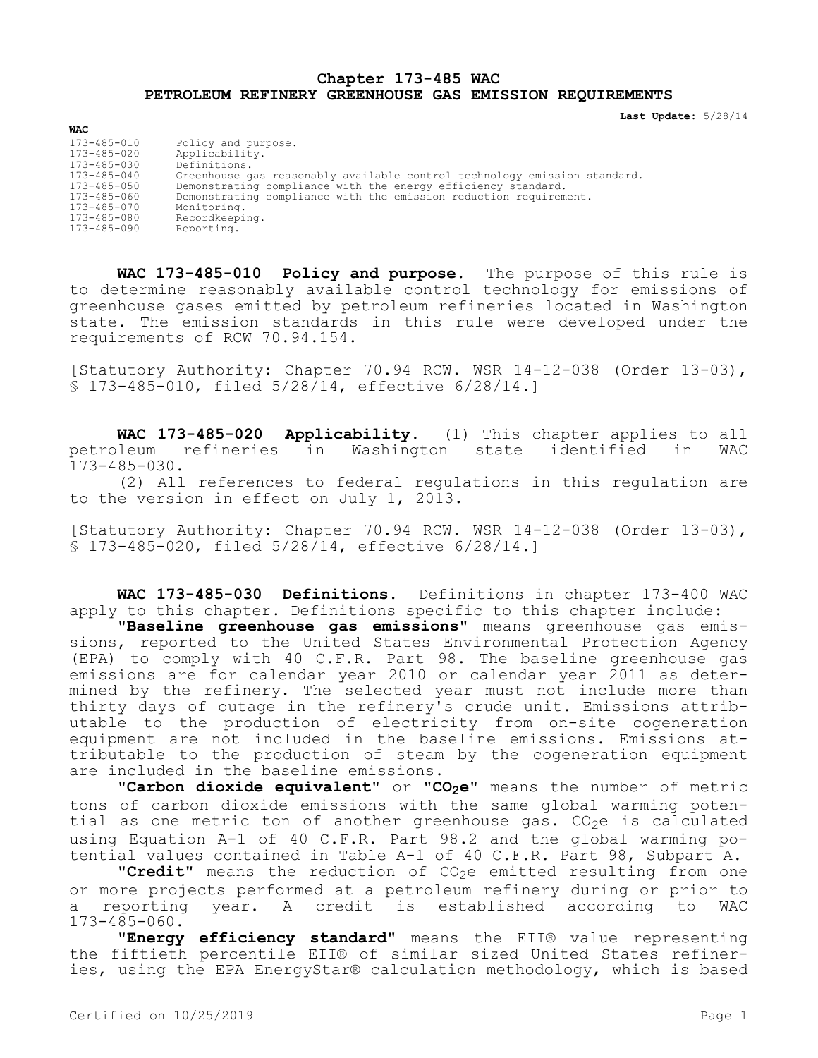# Chapter 173-485 WAC
# PETROLEUM REFINERY GREENHOUSE GAS EMISSION REQUIREMENTS

**Last Update:** 5/28/14

| WAC | |
|---|---|
| 173-485-010 | Policy and purpose. |
| 173-485-020 | Applicability. |
| 173-485-030 | Definitions. |
| 173-485-040 | Greenhouse gas reasonably available control technology emission standard. |
| 173-485-050 | Demonstrating compliance with the energy efficiency standard. |
| 173-485-060 | Demonstrating compliance with the emission reduction requirement. |
| 173-485-070 | Monitoring. |
| 173-485-080 | Recordkeeping. |
| 173-485-090 | Reporting. |

**WAC 173-485-010 Policy and purpose.** The purpose of this rule is to determine reasonably available control technology for emissions of greenhouse gases emitted by petroleum refineries located in Washington state. The emission standards in this rule were developed under the requirements of RCW 70.94.154.

[Statutory Authority: Chapter 70.94 RCW. WSR 14-12-038 (Order 13-03), § 173-485-010, filed 5/28/14, effective 6/28/14.]

**WAC 173-485-020 Applicability.** (1) This chapter applies to all petroleum refineries in Washington state identified in WAC 173-485-030.

(2) All references to federal regulations in this regulation are to the version in effect on July 1, 2013.

[Statutory Authority: Chapter 70.94 RCW. WSR 14-12-038 (Order 13-03), § 173-485-020, filed 5/28/14, effective 6/28/14.]

**WAC 173-485-030 Definitions.** Definitions in chapter 173-400 WAC apply to this chapter. Definitions specific to this chapter include:

**"Baseline greenhouse gas emissions"** means greenhouse gas emissions, reported to the United States Environmental Protection Agency (EPA) to comply with 40 C.F.R. Part 98. The baseline greenhouse gas emissions are for calendar year 2010 or calendar year 2011 as determined by the refinery. The selected year must not include more than thirty days of outage in the refinery's crude unit. Emissions attributable to the production of electricity from on-site cogeneration equipment are not included in the baseline emissions. Emissions attributable to the production of steam by the cogeneration equipment are included in the baseline emissions.

**"Carbon dioxide equivalent"** or **"$CO_2e$"** means the number of metric tons of carbon dioxide emissions with the same global warming potential as one metric ton of another greenhouse gas. $CO_2e$ is calculated using Equation A-1 of 40 C.F.R. Part 98.2 and the global warming potential values contained in Table A-1 of 40 C.F.R. Part 98, Subpart A.

**"Credit"** means the reduction of $CO_2e$ emitted resulting from one or more projects performed at a petroleum refinery during or prior to a reporting year. A credit is established according to WAC 173-485-060.

**"Energy efficiency standard"** means the EII® value representing the fiftieth percentile EII® of similar sized United States refineries, using the EPA EnergyStar® calculation methodology, which is based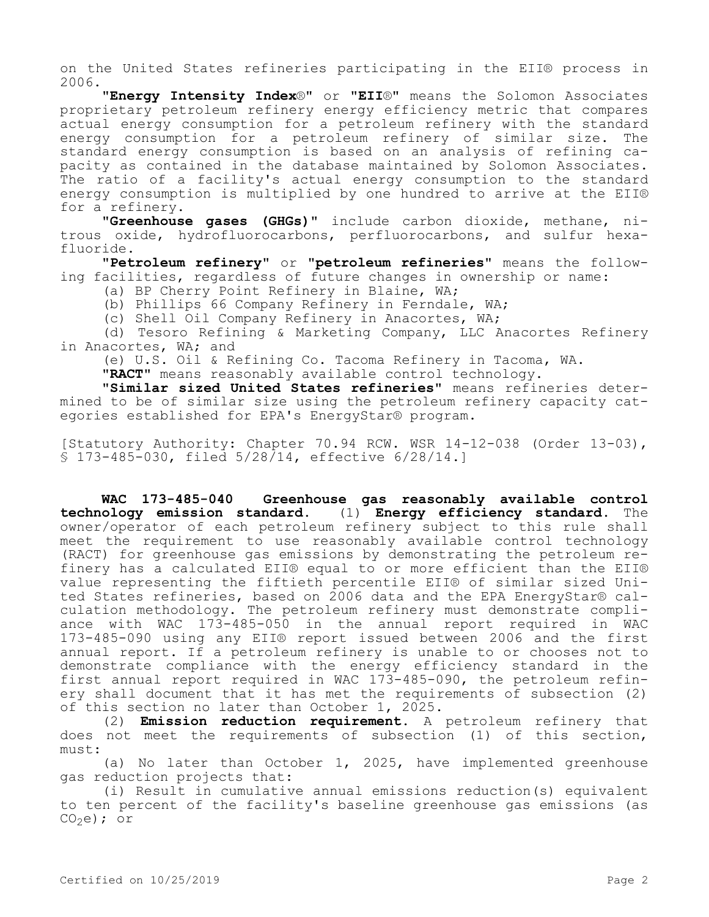on the United States refineries participating in the EII® process in 2006.

"**Energy Intensity Index**®" or "**EII**®" means the Solomon Associates proprietary petroleum refinery energy efficiency metric that compares actual energy consumption for a petroleum refinery with the standard energy consumption for a petroleum refinery of similar size. The standard energy consumption is based on an analysis of refining capacity as contained in the database maintained by Solomon Associates. The ratio of a facility's actual energy consumption to the standard energy consumption is multiplied by one hundred to arrive at the EII® for a refinery.

"**Greenhouse gases (GHGs)**" include carbon dioxide, methane, nitrous oxide, hydrofluorocarbons, perfluorocarbons, and sulfur hexafluoride.

"**Petroleum refinery**" or "**petroleum refineries**" means the following facilities, regardless of future changes in ownership or name:

(a) BP Cherry Point Refinery in Blaine, WA;

(b) Phillips 66 Company Refinery in Ferndale, WA;

(c) Shell Oil Company Refinery in Anacortes, WA;

(d) Tesoro Refining & Marketing Company, LLC Anacortes Refinery in Anacortes, WA; and

(e) U.S. Oil & Refining Co. Tacoma Refinery in Tacoma, WA.

"**RACT**" means reasonably available control technology.

"**Similar sized United States refineries**" means refineries determined to be of similar size using the petroleum refinery capacity categories established for EPA's EnergyStar® program.

[Statutory Authority: Chapter 70.94 RCW. WSR 14-12-038 (Order 13-03), § 173-485-030, filed 5/28/14, effective 6/28/14.]

**WAC 173-485-040 Greenhouse gas reasonably available control technology emission standard.** (1) **Energy efficiency standard.** The owner/operator of each petroleum refinery subject to this rule shall meet the requirement to use reasonably available control technology (RACT) for greenhouse gas emissions by demonstrating the petroleum refinery has a calculated EII® equal to or more efficient than the EII® value representing the fiftieth percentile EII® of similar sized United States refineries, based on 2006 data and the EPA EnergyStar® calculation methodology. The petroleum refinery must demonstrate compliance with WAC 173-485-050 in the annual report required in WAC 173-485-090 using any EII® report issued between 2006 and the first annual report. If a petroleum refinery is unable to or chooses not to demonstrate compliance with the energy efficiency standard in the first annual report required in WAC 173-485-090, the petroleum refinery shall document that it has met the requirements of subsection (2) of this section no later than October 1, 2025.

(2) **Emission reduction requirement.** A petroleum refinery that does not meet the requirements of subsection (1) of this section, must:

(a) No later than October 1, 2025, have implemented greenhouse gas reduction projects that:

(i) Result in cumulative annual emissions reduction(s) equivalent to ten percent of the facility's baseline greenhouse gas emissions (as $CO_2e$); or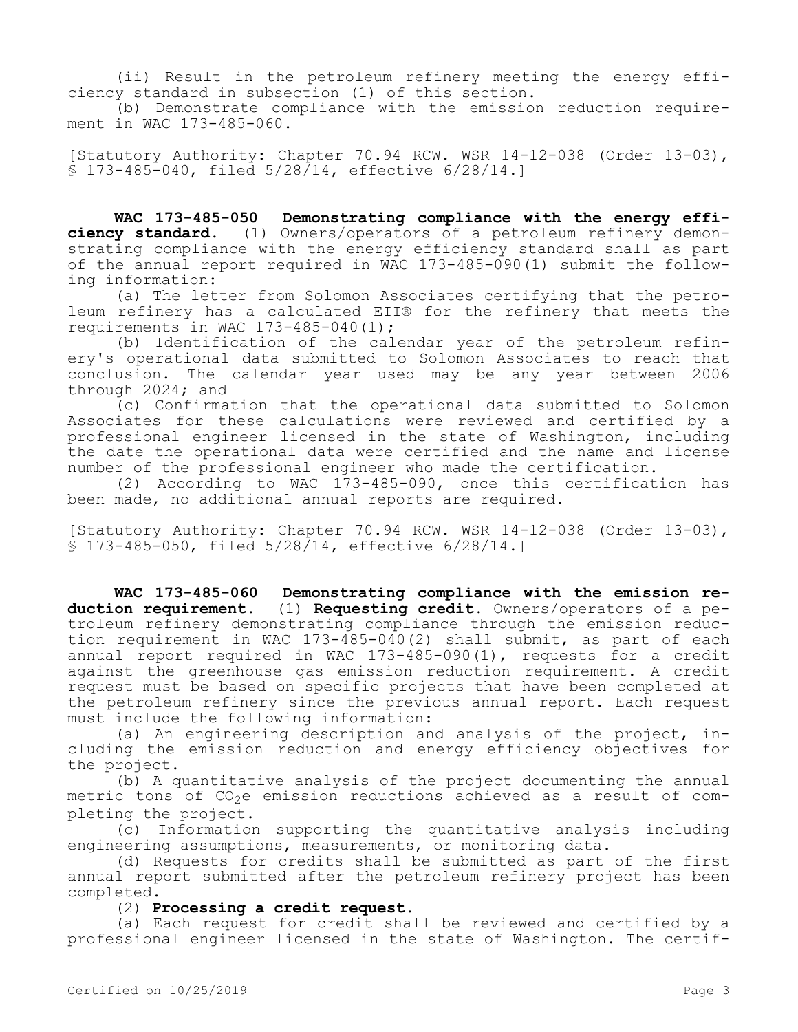(ii) Result in the petroleum refinery meeting the energy efficiency standard in subsection (1) of this section.

(b) Demonstrate compliance with the emission reduction requirement in WAC 173-485-060.

[Statutory Authority: Chapter 70.94 RCW. WSR 14-12-038 (Order 13-03), § 173-485-040, filed 5/28/14, effective 6/28/14.]

**WAC 173-485-050 Demonstrating compliance with the energy efficiency standard.** (1) Owners/operators of a petroleum refinery demonstrating compliance with the energy efficiency standard shall as part of the annual report required in WAC 173-485-090(1) submit the following information:

(a) The letter from Solomon Associates certifying that the petroleum refinery has a calculated EII® for the refinery that meets the requirements in WAC 173-485-040(1);

(b) Identification of the calendar year of the petroleum refinery's operational data submitted to Solomon Associates to reach that conclusion. The calendar year used may be any year between 2006 through 2024; and

(c) Confirmation that the operational data submitted to Solomon Associates for these calculations were reviewed and certified by a professional engineer licensed in the state of Washington, including the date the operational data were certified and the name and license number of the professional engineer who made the certification.

(2) According to WAC 173-485-090, once this certification has been made, no additional annual reports are required.

[Statutory Authority: Chapter 70.94 RCW. WSR 14-12-038 (Order 13-03), § 173-485-050, filed 5/28/14, effective 6/28/14.]

**WAC 173-485-060 Demonstrating compliance with the emission reduction requirement.** (1) **Requesting credit.** Owners/operators of a petroleum refinery demonstrating compliance through the emission reduction requirement in WAC 173-485-040(2) shall submit, as part of each annual report required in WAC 173-485-090(1), requests for a credit against the greenhouse gas emission reduction requirement. A credit request must be based on specific projects that have been completed at the petroleum refinery since the previous annual report. Each request must include the following information:

(a) An engineering description and analysis of the project, including the emission reduction and energy efficiency objectives for the project.

(b) A quantitative analysis of the project documenting the annual metric tons of $CO_2e$ emission reductions achieved as a result of completing the project.

(c) Information supporting the quantitative analysis including engineering assumptions, measurements, or monitoring data.

(d) Requests for credits shall be submitted as part of the first annual report submitted after the petroleum refinery project has been completed.

(2) **Processing a credit request.**

(a) Each request for credit shall be reviewed and certified by a professional engineer licensed in the state of Washington. The certif-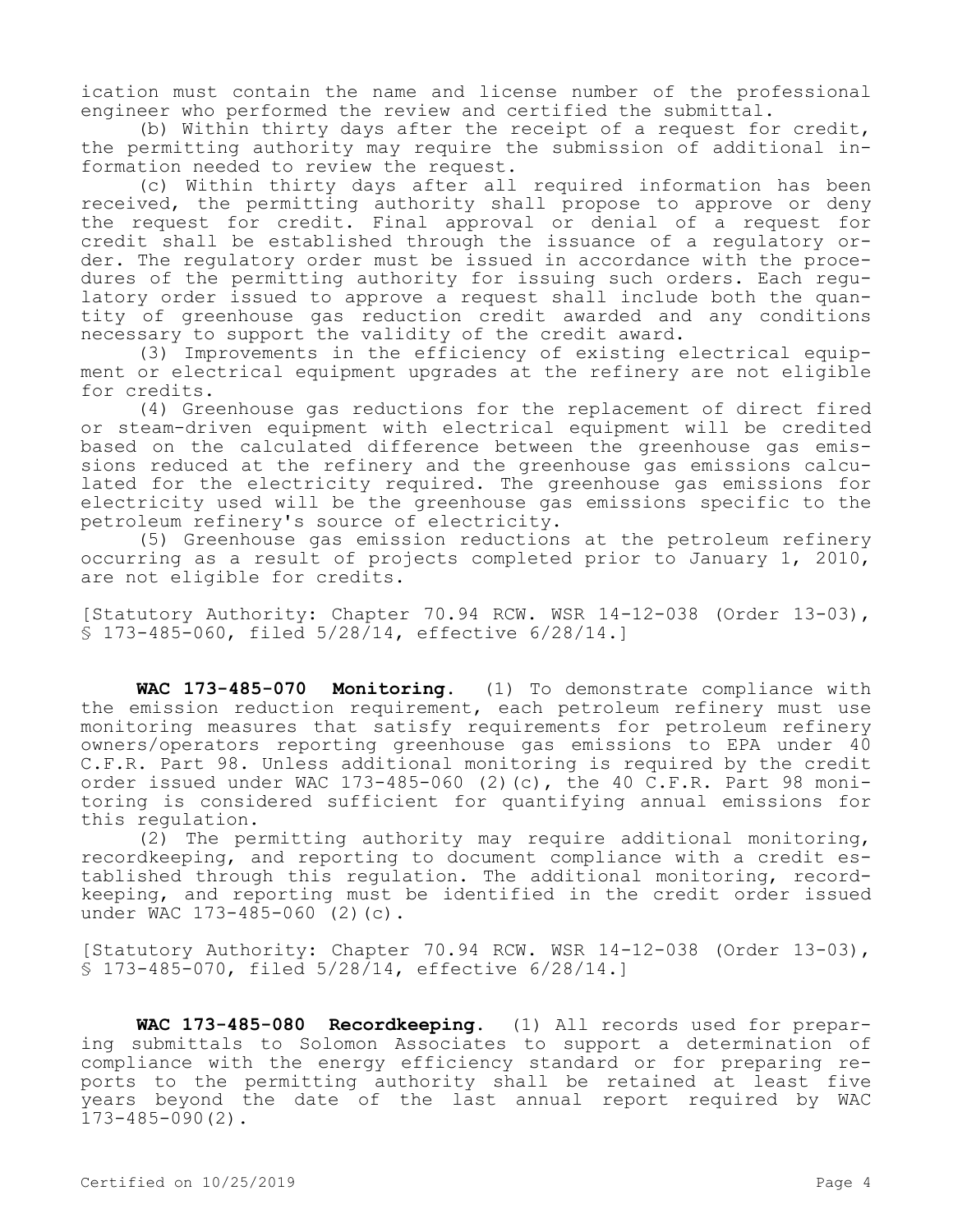ication must contain the name and license number of the professional engineer who performed the review and certified the submittal.

(b) Within thirty days after the receipt of a request for credit, the permitting authority may require the submission of additional information needed to review the request.

(c) Within thirty days after all required information has been received, the permitting authority shall propose to approve or deny the request for credit. Final approval or denial of a request for credit shall be established through the issuance of a regulatory order. The regulatory order must be issued in accordance with the procedures of the permitting authority for issuing such orders. Each regulatory order issued to approve a request shall include both the quantity of greenhouse gas reduction credit awarded and any conditions necessary to support the validity of the credit award.

(3) Improvements in the efficiency of existing electrical equipment or electrical equipment upgrades at the refinery are not eligible for credits.

(4) Greenhouse gas reductions for the replacement of direct fired or steam-driven equipment with electrical equipment will be credited based on the calculated difference between the greenhouse gas emissions reduced at the refinery and the greenhouse gas emissions calculated for the electricity required. The greenhouse gas emissions for electricity used will be the greenhouse gas emissions specific to the petroleum refinery's source of electricity.

(5) Greenhouse gas emission reductions at the petroleum refinery occurring as a result of projects completed prior to January 1, 2010, are not eligible for credits.

[Statutory Authority: Chapter 70.94 RCW. WSR 14-12-038 (Order 13-03), § 173-485-060, filed 5/28/14, effective 6/28/14.]

**WAC 173-485-070 Monitoring.** (1) To demonstrate compliance with the emission reduction requirement, each petroleum refinery must use monitoring measures that satisfy requirements for petroleum refinery owners/operators reporting greenhouse gas emissions to EPA under 40 C.F.R. Part 98. Unless additional monitoring is required by the credit order issued under WAC 173-485-060 (2)(c), the 40 C.F.R. Part 98 monitoring is considered sufficient for quantifying annual emissions for this regulation.

(2) The permitting authority may require additional monitoring, recordkeeping, and reporting to document compliance with a credit established through this regulation. The additional monitoring, recordkeeping, and reporting must be identified in the credit order issued under WAC 173-485-060 (2)(c).

[Statutory Authority: Chapter 70.94 RCW. WSR 14-12-038 (Order 13-03), § 173-485-070, filed 5/28/14, effective 6/28/14.]

**WAC 173-485-080 Recordkeeping.** (1) All records used for preparing submittals to Solomon Associates to support a determination of compliance with the energy efficiency standard or for preparing reports to the permitting authority shall be retained at least five years beyond the date of the last annual report required by WAC 173-485-090(2).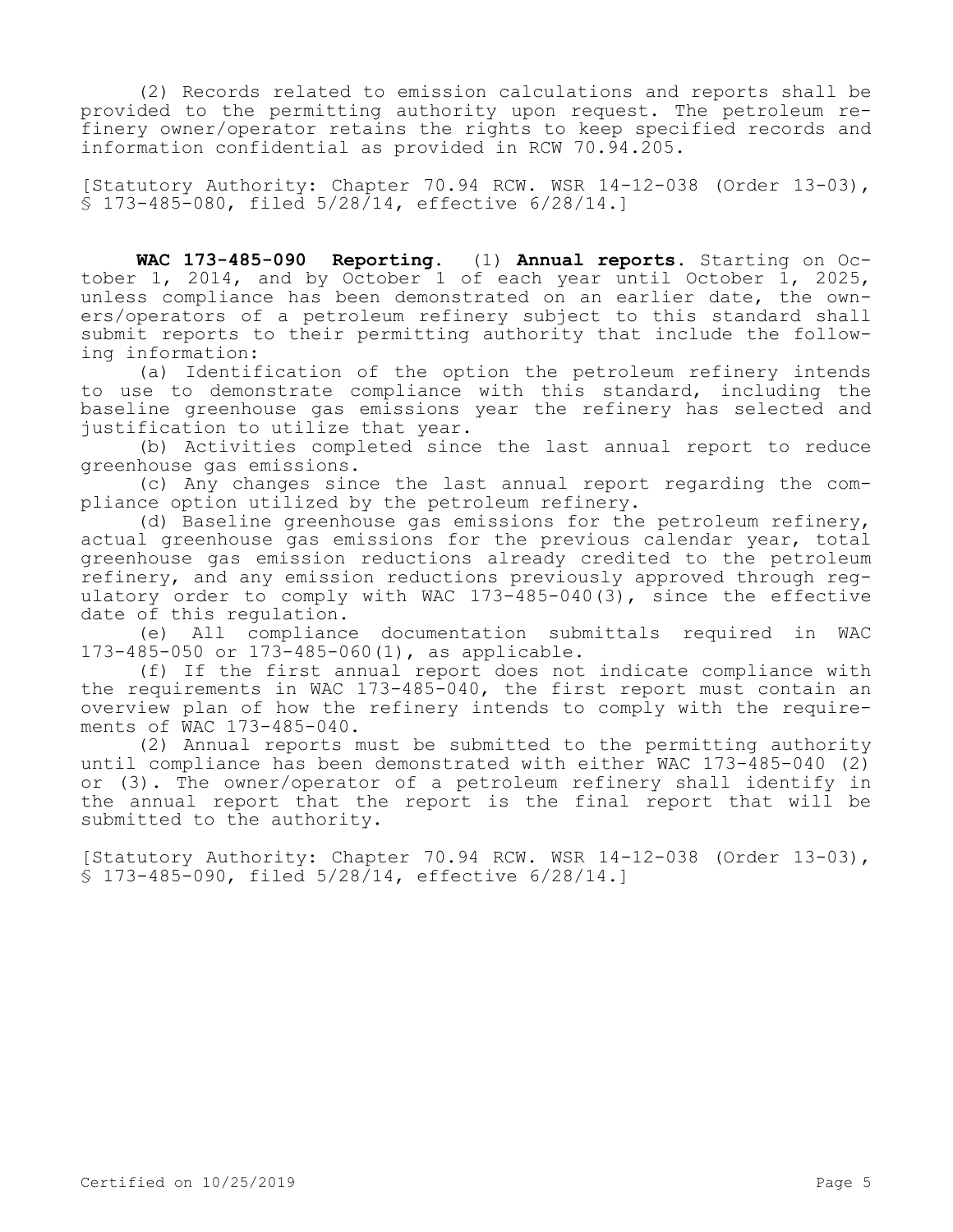(2) Records related to emission calculations and reports shall be provided to the permitting authority upon request. The petroleum refinery owner/operator retains the rights to keep specified records and information confidential as provided in RCW 70.94.205.

[Statutory Authority: Chapter 70.94 RCW. WSR 14-12-038 (Order 13-03), § 173-485-080, filed 5/28/14, effective 6/28/14.]

**WAC 173-485-090 Reporting.** (1) **Annual reports.** Starting on October 1, 2014, and by October 1 of each year until October 1, 2025, unless compliance has been demonstrated on an earlier date, the owners/operators of a petroleum refinery subject to this standard shall submit reports to their permitting authority that include the following information:

(a) Identification of the option the petroleum refinery intends to use to demonstrate compliance with this standard, including the baseline greenhouse gas emissions year the refinery has selected and justification to utilize that year.

(b) Activities completed since the last annual report to reduce greenhouse gas emissions.

(c) Any changes since the last annual report regarding the compliance option utilized by the petroleum refinery.

(d) Baseline greenhouse gas emissions for the petroleum refinery, actual greenhouse gas emissions for the previous calendar year, total greenhouse gas emission reductions already credited to the petroleum refinery, and any emission reductions previously approved through regulatory order to comply with WAC 173-485-040(3), since the effective date of this regulation.

(e) All compliance documentation submittals required in WAC 173-485-050 or 173-485-060(1), as applicable.

(f) If the first annual report does not indicate compliance with the requirements in WAC 173-485-040, the first report must contain an overview plan of how the refinery intends to comply with the requirements of WAC 173-485-040.

(2) Annual reports must be submitted to the permitting authority until compliance has been demonstrated with either WAC 173-485-040 (2) or (3). The owner/operator of a petroleum refinery shall identify in the annual report that the report is the final report that will be submitted to the authority.

[Statutory Authority: Chapter 70.94 RCW. WSR 14-12-038 (Order 13-03), § 173-485-090, filed 5/28/14, effective 6/28/14.]